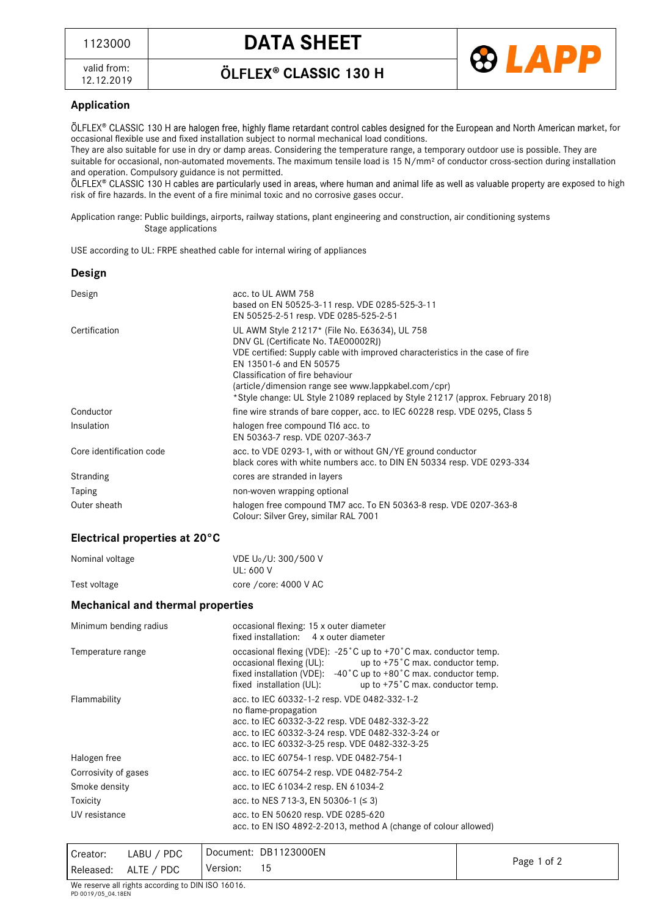# DATA SHEET

1123000

valid from: 12.12.2019

## ÖLFLEX® CLASSIC 130 H

### Application

ÖLFLEX® CLASSIC 130 H are halogen free, highly flame retardant control cables designed for the European and North American market, for occasional flexible use and fixed installation subject to normal mechanical load conditions.
They are also suitable for use in dry or damp areas. Considering the temperature range, a temporary outdoor use is possible. They are suitable for occasional, non-automated movements. The maximum tensile load is 15 N/mm² of conductor cross-section during installation and operation. Compulsory guidance is not permitted.
ÖLFLEX® CLASSIC 130 H cables are particularly used in areas, where human and animal life as well as valuable property are exposed to high risk of fire hazards. In the event of a fire minimal toxic and no corrosive gases occur.

Application range: Public buildings, airports, railway stations, plant engineering and construction, air conditioning systems
Stage applications

USE according to UL: FRPE sheathed cable for internal wiring of appliances

### Design

| | |
|---|---|
| Design | acc. to UL AWM 758<br>based on EN 50525-3-11 resp. VDE 0285-525-3-11<br>EN 50525-2-51 resp. VDE 0285-525-2-51 |
| Certification | UL AWM Style 21217* (File No. E63634), UL 758<br>DNV GL (Certificate No. TAE00002RJ)<br>VDE certified: Supply cable with improved characteristics in the case of fire<br>EN 13501-6 and EN 50575<br>Classification of fire behaviour<br>(article/dimension range see www.lappkabel.com/cpr)<br>*Style change: UL Style 21089 replaced by Style 21217 (approx. February 2018) |
| Conductor | fine wire strands of bare copper, acc. to IEC 60228 resp. VDE 0295, Class 5 |
| Insulation | halogen free compound TI6 acc. to<br>EN 50363-7 resp. VDE 0207-363-7 |
| Core identification code | acc. to VDE 0293-1, with or without GN/YE ground conductor<br>black cores with white numbers acc. to DIN EN 50334 resp. VDE 0293-334 |
| Stranding | cores are stranded in layers |
| Taping | non-woven wrapping optional |
| Outer sheath | halogen free compound TM7 acc. To EN 50363-8 resp. VDE 0207-363-8<br>Colour: Silver Grey, similar RAL 7001 |

### Electrical properties at 20°C

| | |
|---|---|
| Nominal voltage | VDE $U_0$/U: 300/500 V<br>UL: 600 V |
| Test voltage | core /core: 4000 V AC |

### Mechanical and thermal properties

| | |
|---|---|
| Minimum bending radius | occasional flexing: 15 x outer diameter<br>fixed installation: 4 x outer diameter |
| Temperature range | occasional flexing (VDE): -25°C up to +70°C max. conductor temp.<br>occasional flexing (UL): up to +75°C max. conductor temp.<br>fixed installation (VDE): -40°C up to +80°C max. conductor temp.<br>fixed installation (UL): up to +75°C max. conductor temp. |
| Flammability | acc. to IEC 60332-1-2 resp. VDE 0482-332-1-2<br>no flame-propagation<br>acc. to IEC 60332-3-22 resp. VDE 0482-332-3-22<br>acc. to IEC 60332-3-24 resp. VDE 0482-332-3-24 or<br>acc. to IEC 60332-3-25 resp. VDE 0482-332-3-25 |
| Halogen free | acc. to IEC 60754-1 resp. VDE 0482-754-1 |
| Corrosivity of gases | acc. to IEC 60754-2 resp. VDE 0482-754-2 |
| Smoke density | acc. to IEC 61034-2 resp. EN 61034-2 |
| Toxicity | acc. to NES 713-3, EN 50306-1 (≤ 3) |
| UV resistance | acc. to EN 50620 resp. VDE 0285-620<br>acc. to EN ISO 4892-2-2013, method A (change of colour allowed) |

| | |
|---|---|
| Creator: LABU / PDC | Document: DB1123000EN |
| Released: ALTE / PDC | Version: 15 |

We reserve all rights according to DIN ISO 16016.
PD 0019/05_04.18EN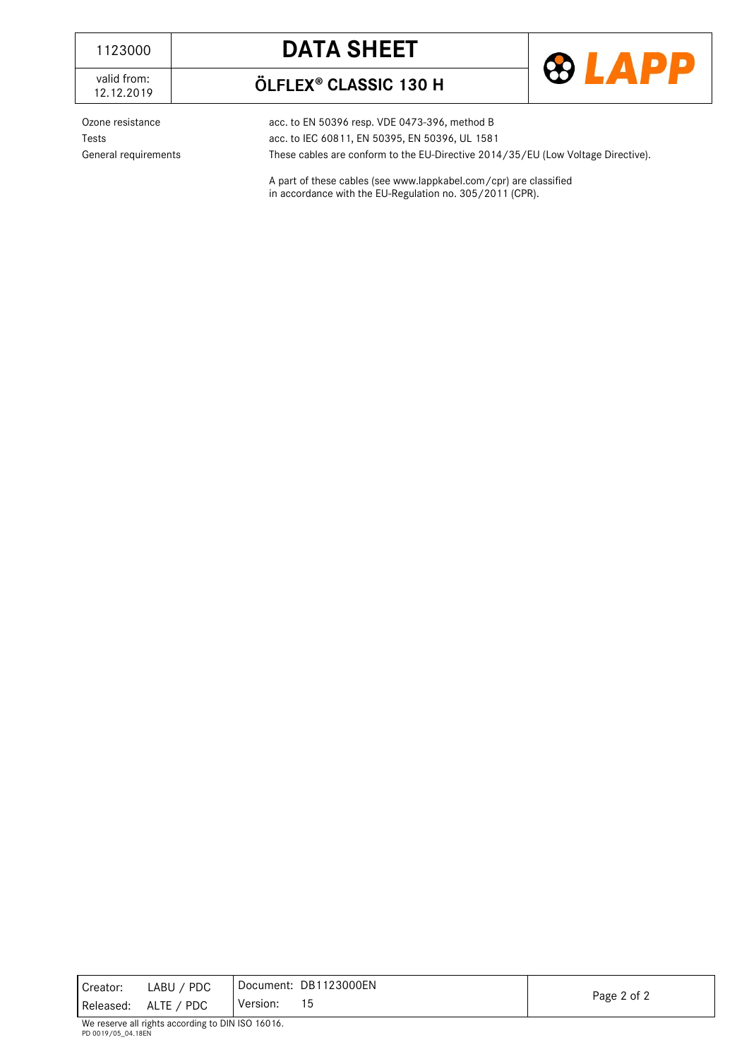| | |
|---|---|
| Ozone resistance | acc. to EN 50396 resp. VDE 0473-396, method B |
| Tests | acc. to IEC 60811, EN 50395, EN 50396, UL 1581 |
| General requirements | These cables are conform to the EU-Directive 2014/35/EU (Low Voltage Directive).<br><br>A part of these cables (see www.lappkabel.com/cpr) are classified in accordance with the EU-Regulation no. 305/2011 (CPR). |